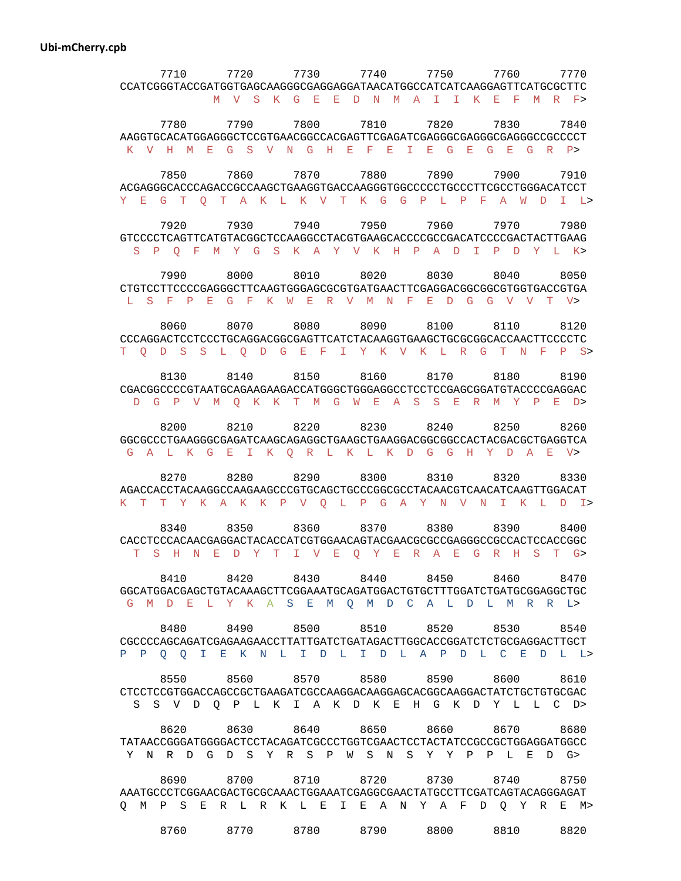**Ubi-mCherry.cpb**

```
      7710      7720      7730      7740      7750      7760      7770
CCATCGGGTACCGATGGTGAGCAAGGGCGAGGAGGATAACATGGCCATCATCAAGGAGTTCATGCGCTTC
               M  V  S  K  G  E  E  D  N  M  A  I  I  K  E  F  M  R  F>

      7780      7790      7800      7810      7820      7830      7840
AAGGTGCACATGGAGGGCTCCGTGAACGGCCACGAGTTCGAGATCGAGGGCGAGGGCGAGGGCCGCCCCT
 K  V  H  M  E  G  S  V  N  G  H  E  F  E  I  E  G  E  G  E  G  R  P>

      7850      7860      7870      7880      7890      7900      7910
ACGAGGGCACCCAGACCGCCAAGCTGAAGGTGACCAAGGGTGGCCCCCTGCCCTTCGCCTGGGACATCCT
Y  E  G  T  Q  T  A  K  L  K  V  T  K  G  G  P  L  P  F  A  W  D  I  L>

      7920      7930      7940      7950      7960      7970      7980
GTCCCCTCAGTTCATGTACGGCTCCAAGGCCTACGTGAAGCACCCCGCCGACATCCCCGACTACTTGAAG
  S  P  Q  F  M  Y  G  S  K  A  Y  V  K  H  P  A  D  I  P  D  Y  L  K>

      7990      8000      8010      8020      8030      8040      8050
CTGTCCTTCCCCGAGGGCTTCAAGTGGGAGCGCGTGATGAACTTCGAGGACGGCGGCGTGGTGACCGTGA
 L  S  F  P  E  G  F  K  W  E  R  V  M  N  F  E  D  G  G  V  V  T  V>

      8060      8070      8080      8090      8100      8110      8120
CCCAGGACTCCTCCCTGCAGGACGGCGAGTTCATCTACAAGGTGAAGCTGCGCGGCACCAACTTCCCCTC
T  Q  D  S  S  L  Q  D  G  E  F  I  Y  K  V  K  L  R  G  T  N  F  P  S>

      8130      8140      8150      8160      8170      8180      8190
CGACGGCCCCGTAATGCAGAAGAAGACCATGGGCTGGGAGGCCTCCTCCGAGCGGATGTACCCCGAGGAC
  D  G  P  V  M  Q  K  K  T  M  G  W  E  A  S  S  E  R  M  Y  P  E  D>

      8200      8210      8220      8230      8240      8250      8260
GGCGCCCTGAAGGGCGAGATCAAGCAGAGGCTGAAGCTGAAGGACGGCGGCCACTACGACGCTGAGGTCA
 G  A  L  K  G  E  I  K  Q  R  L  K  L  K  D  G  G  H  Y  D  A  E  V>

      8270      8280      8290      8300      8310      8320      8330
AGACCACCTACAAGGCCAAGAAGCCCGTGCAGCTGCCCGGCGCCTACAACGTCAACATCAAGTTGGACAT
K  T  T  Y  K  A  K  K  P  V  Q  L  P  G  A  Y  N  V  N  I  K  L  D  I>

      8340      8350      8360      8370      8380      8390      8400
CACCTCCCACAACGAGGACTACACCATCGTGGAACAGTACGAACGCGCCGAGGGCCGCCACTCCACCGGC
  T  S  H  N  E  D  Y  T  I  V  E  Q  Y  E  R  A  E  G  R  H  S  T  G>

      8410      8420      8430      8440      8450      8460      8470
GGCATGGACGAGCTGTACAAAGCTTCGGAAATGCAGATGGACTGTGCTTTGGATCTGATGCGGAGGCTGC
 G  M  D  E  L  Y  K  A  S  E  M  Q  M  D  C  A  L  D  L  M  R  R  L>

      8480      8490      8500      8510      8520      8530      8540
CGCCCCAGCAGATCGAGAAGAACCTTATTGATCTGATAGACTTGGCACCGGATCTCTGCGAGGACTTGCT
P  P  Q  Q  I  E  K  N  L  I  D  L  I  D  L  A  P  D  L  C  E  D  L  L>

      8550      8560      8570      8580      8590      8600      8610
CTCCTCCGTGGACCAGCCGCTGAAGATCGCCAAGGACAAGGAGCACGGCAAGGACTATCTGCTGTGCGAC
  S  S  V  D  Q  P  L  K  I  A  K  D  K  E  H  G  K  D  Y  L  L  C  D>

      8620      8630      8640      8650      8660      8670      8680
TATAACCGGGATGGGGACTCCTACAGATCGCCCTGGTCGAACTCCTACTATCCGCCGCTGGAGGATGGCC
 Y  N  R  D  G  D  S  Y  R  S  P  W  S  N  S  Y  Y  P  P  L  E  D  G>

      8690      8700      8710      8720      8730      8740      8750
AAATGCCCTCGGAACGACTGCGCAAACTGGAAATCGAGGCGAACTATGCCTTCGATCAGTACAGGGAGAT
Q  M  P  S  E  R  L  R  K  L  E  I  E  A  N  Y  A  F  D  Q  Y  R  E  M>

      8760      8770      8780      8790      8800      8810      8820
```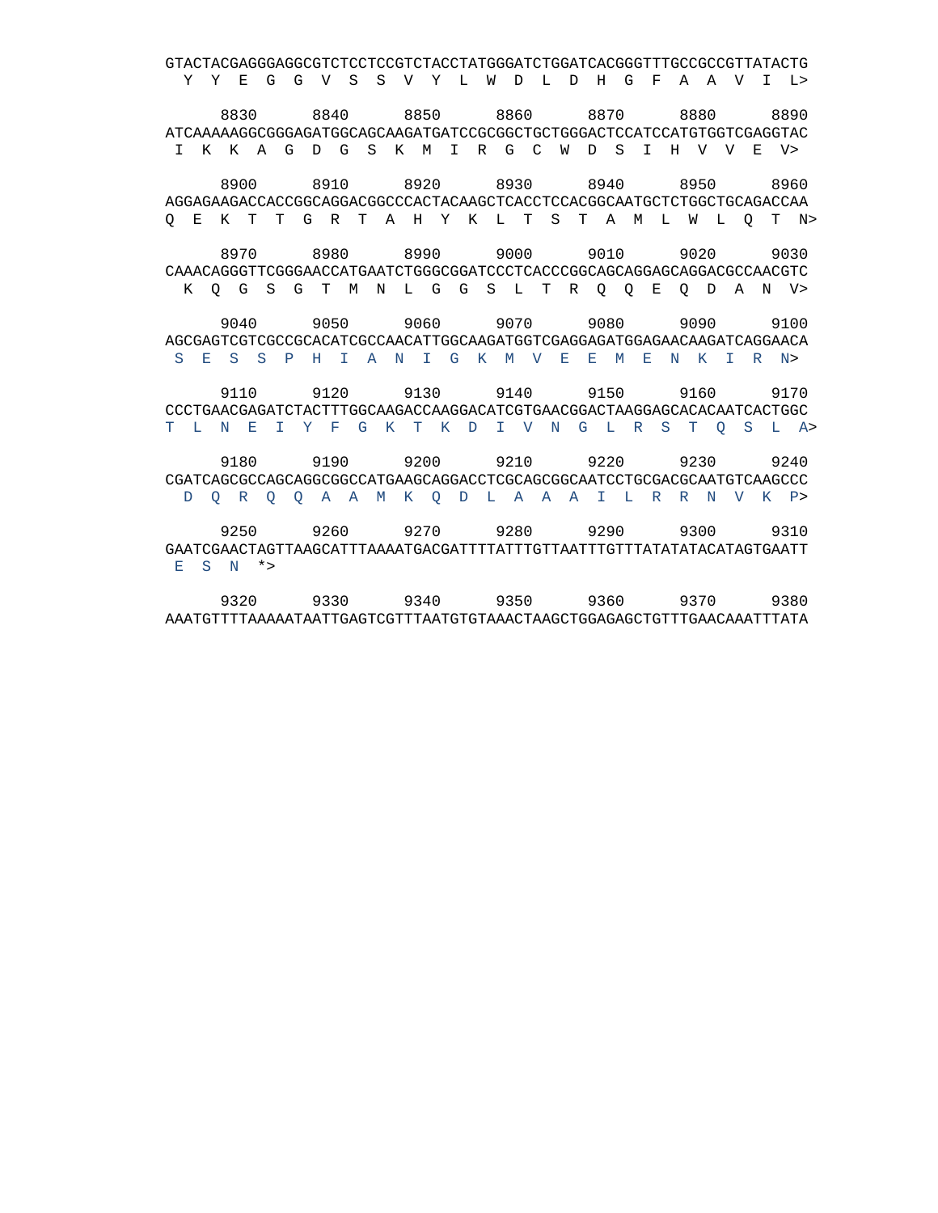```
GTACTACGAGGGAGGCGTCTCCTCCGTCTACCTATGGGATCTGGATCACGGGTTTGCCGCCGTTATACTG
  Y  Y  E  G  G  V  S  S  V  Y  L  W  D  L  D  H  G  F  A  A  V  I  L>

      8830      8840      8850      8860      8870      8880      8890
ATCAAAAAGGCGGGAGATGGCAGCAAGATGATCCGCGGCTGCTGGGACTCCATCCATGTGGTCGAGGTAC
 I  K  K  A  G  D  G  S  K  M  I  R  G  C  W  D  S  I  H  V  V  E  V>

      8900      8910      8920      8930      8940      8950      8960
AGGAGAAGACCACCGGCAGGACGGCCCACTACAAGCTCACCTCCACGGCAATGCTCTGGCTGCAGACCAA
Q  E  K  T  T  G  R  T  A  H  Y  K  L  T  S  T  A  M  L  W  L  Q  T  N>

      8970      8980      8990      9000      9010      9020      9030
CAAACAGGGTTCGGGAACCATGAATCTGGGCGGATCCCTCACCCGGCAGCAGGAGCAGGACGCCAACGTC
  K  Q  G  S  G  T  M  N  L  G  G  S  L  T  R  Q  Q  E  Q  D  A  N  V>

      9040      9050      9060      9070      9080      9090      9100
AGCGAGTCGTCGCCGCACATCGCCAACATTGGCAAGATGGTCGAGGAGATGGAGAACAAGATCAGGAACA
 S  E  S  S  P  H  I  A  N  I  G  K  M  V  E  E  M  E  N  K  I  R  N>

      9110      9120      9130      9140      9150      9160      9170
CCCTGAACGAGATCTACTTTGGCAAGACCAAGGACATCGTGAACGGACTAAGGAGCACACAATCACTGGC
T  L  N  E  I  Y  F  G  K  T  K  D  I  V  N  G  L  R  S  T  Q  S  L  A>

      9180      9190      9200      9210      9220      9230      9240
CGATCAGCGCCAGCAGGCGGCCATGAAGCAGGACCTCGCAGCGGCAATCCTGCGACGCAATGTCAAGCCC
  D  Q  R  Q  Q  A  A  M  K  Q  D  L  A  A  A  I  L  R  R  N  V  K  P>

      9250      9260      9270      9280      9290      9300      9310
GAATCGAACTAGTTAAGCATTTAAAATGACGATTTTATTTGTTAATTTGTTTATATATACATAGTGAATT
 E  S  N  *>

      9320      9330      9340      9350      9360      9370      9380
AAATGTTTTAAAAATAATTGAGTCGTTTAATGTGTAAACTAAGCTGGAGAGCTGTTTGAACAAATTTATA
```